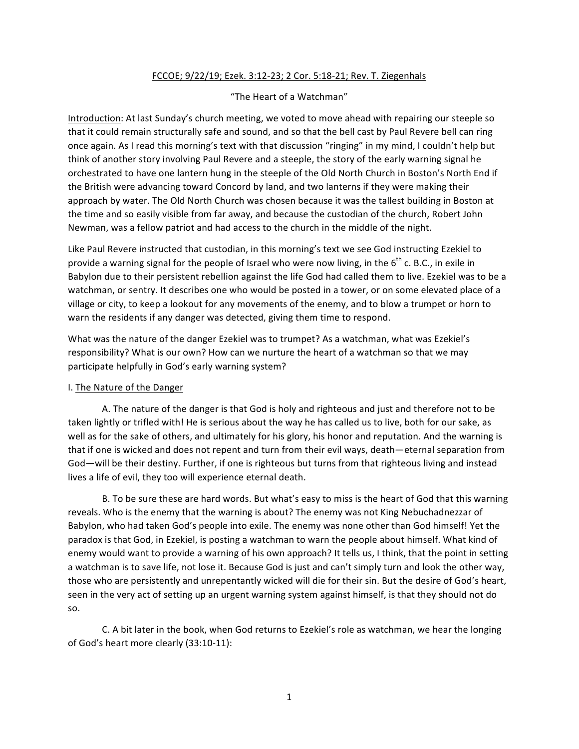FCCOE; 9/22/19; Ezek. 3:12-23; 2 Cor. 5:18-21; Rev. T. Ziegenhals

"The Heart of a Watchman"

Introduction: At last Sunday's church meeting, we voted to move ahead with repairing our steeple so that it could remain structurally safe and sound, and so that the bell cast by Paul Revere bell can ring once again. As I read this morning's text with that discussion "ringing" in my mind, I couldn't help but think of another story involving Paul Revere and a steeple, the story of the early warning signal he orchestrated to have one lantern hung in the steeple of the Old North Church in Boston's North End if the British were advancing toward Concord by land, and two lanterns if they were making their approach by water. The Old North Church was chosen because it was the tallest building in Boston at the time and so easily visible from far away, and because the custodian of the church, Robert John Newman, was a fellow patriot and had access to the church in the middle of the night.

Like Paul Revere instructed that custodian, in this morning's text we see God instructing Ezekiel to provide a warning signal for the people of Israel who were now living, in the 6th c. B.C., in exile in Babylon due to their persistent rebellion against the life God had called them to live. Ezekiel was to be a watchman, or sentry. It describes one who would be posted in a tower, or on some elevated place of a village or city, to keep a lookout for any movements of the enemy, and to blow a trumpet or horn to warn the residents if any danger was detected, giving them time to respond.

What was the nature of the danger Ezekiel was to trumpet? As a watchman, what was Ezekiel's responsibility? What is our own? How can we nurture the heart of a watchman so that we may participate helpfully in God's early warning system?

I. The Nature of the Danger

A. The nature of the danger is that God is holy and righteous and just and therefore not to be taken lightly or trifled with! He is serious about the way he has called us to live, both for our sake, as well as for the sake of others, and ultimately for his glory, his honor and reputation. And the warning is that if one is wicked and does not repent and turn from their evil ways, death—eternal separation from God—will be their destiny. Further, if one is righteous but turns from that righteous living and instead lives a life of evil, they too will experience eternal death.

B. To be sure these are hard words. But what's easy to miss is the heart of God that this warning reveals. Who is the enemy that the warning is about? The enemy was not King Nebuchadnezzar of Babylon, who had taken God's people into exile. The enemy was none other than God himself! Yet the paradox is that God, in Ezekiel, is posting a watchman to warn the people about himself. What kind of enemy would want to provide a warning of his own approach? It tells us, I think, that the point in setting a watchman is to save life, not lose it. Because God is just and can't simply turn and look the other way, those who are persistently and unrepentantly wicked will die for their sin. But the desire of God's heart, seen in the very act of setting up an urgent warning system against himself, is that they should not do so.

C. A bit later in the book, when God returns to Ezekiel's role as watchman, we hear the longing of God's heart more clearly (33:10-11):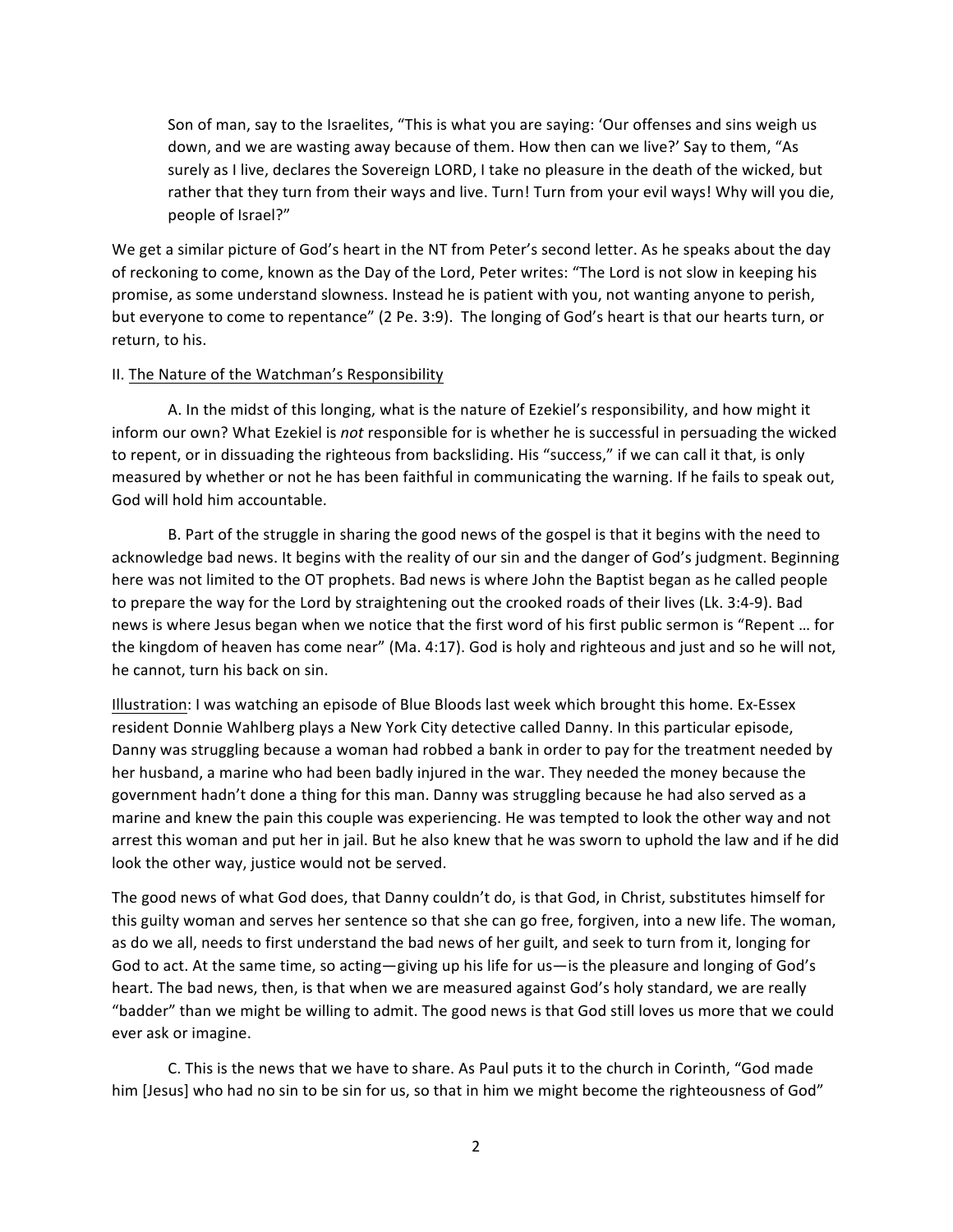> Son of man, say to the Israelites, "This is what you are saying: 'Our offenses and sins weigh us down, and we are wasting away because of them. How then can we live?' Say to them, "As surely as I live, declares the Sovereign LORD, I take no pleasure in the death of the wicked, but rather that they turn from their ways and live. Turn! Turn from your evil ways! Why will you die, people of Israel?"

We get a similar picture of God's heart in the NT from Peter's second letter. As he speaks about the day of reckoning to come, known as the Day of the Lord, Peter writes: "The Lord is not slow in keeping his promise, as some understand slowness. Instead he is patient with you, not wanting anyone to perish, but everyone to come to repentance" (2 Pe. 3:9). The longing of God's heart is that our hearts turn, or return, to his.

II. <u>The Nature of the Watchman's Responsibility</u>

A. In the midst of this longing, what is the nature of Ezekiel's responsibility, and how might it inform our own? What Ezekiel is *not* responsible for is whether he is successful in persuading the wicked to repent, or in dissuading the righteous from backsliding. His "success," if we can call it that, is only measured by whether or not he has been faithful in communicating the warning. If he fails to speak out, God will hold him accountable.

B. Part of the struggle in sharing the good news of the gospel is that it begins with the need to acknowledge bad news. It begins with the reality of our sin and the danger of God's judgment. Beginning here was not limited to the OT prophets. Bad news is where John the Baptist began as he called people to prepare the way for the Lord by straightening out the crooked roads of their lives (Lk. 3:4-9). Bad news is where Jesus began when we notice that the first word of his first public sermon is "Repent … for the kingdom of heaven has come near" (Ma. 4:17). God is holy and righteous and just and so he will not, he cannot, turn his back on sin.

<u>Illustration</u>: I was watching an episode of Blue Bloods last week which brought this home. Ex-Essex resident Donnie Wahlberg plays a New York City detective called Danny. In this particular episode, Danny was struggling because a woman had robbed a bank in order to pay for the treatment needed by her husband, a marine who had been badly injured in the war. They needed the money because the government hadn't done a thing for this man. Danny was struggling because he had also served as a marine and knew the pain this couple was experiencing. He was tempted to look the other way and not arrest this woman and put her in jail. But he also knew that he was sworn to uphold the law and if he did look the other way, justice would not be served.

The good news of what God does, that Danny couldn't do, is that God, in Christ, substitutes himself for this guilty woman and serves her sentence so that she can go free, forgiven, into a new life. The woman, as do we all, needs to first understand the bad news of her guilt, and seek to turn from it, longing for God to act. At the same time, so acting—giving up his life for us—is the pleasure and longing of God's heart. The bad news, then, is that when we are measured against God's holy standard, we are really "badder" than we might be willing to admit. The good news is that God still loves us more that we could ever ask or imagine.

C. This is the news that we have to share. As Paul puts it to the church in Corinth, "God made him [Jesus] who had no sin to be sin for us, so that in him we might become the righteousness of God"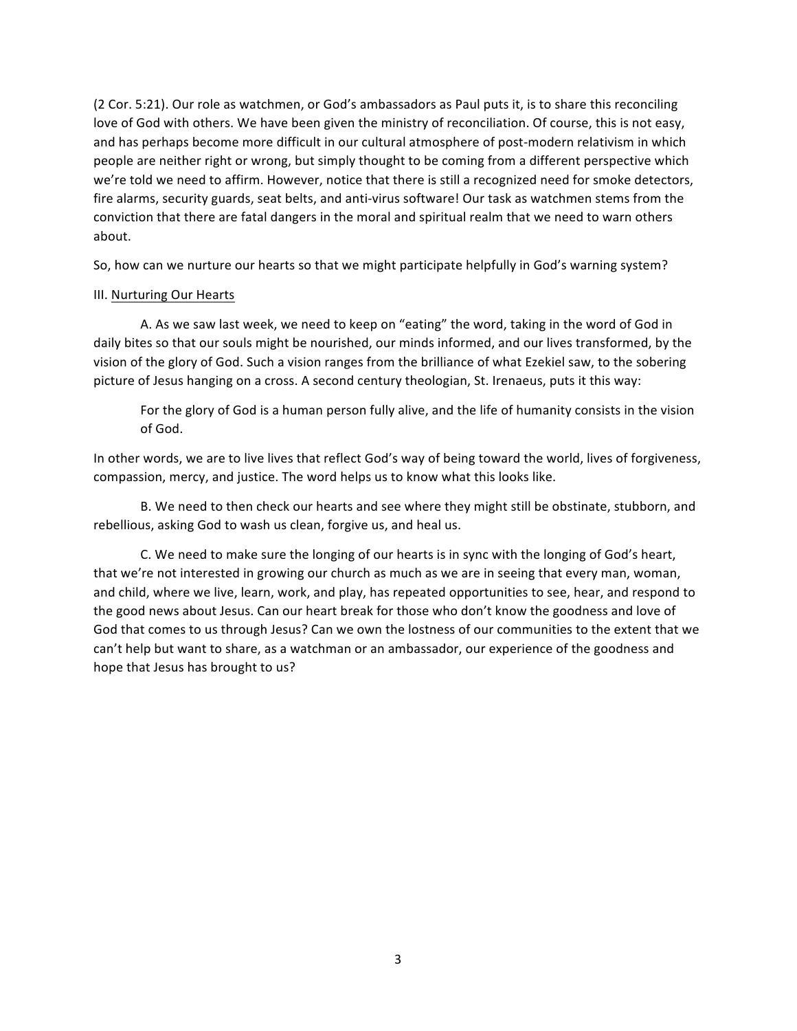(2 Cor. 5:21). Our role as watchmen, or God's ambassadors as Paul puts it, is to share this reconciling love of God with others. We have been given the ministry of reconciliation. Of course, this is not easy, and has perhaps become more difficult in our cultural atmosphere of post-modern relativism in which people are neither right or wrong, but simply thought to be coming from a different perspective which we're told we need to affirm. However, notice that there is still a recognized need for smoke detectors, fire alarms, security guards, seat belts, and anti-virus software! Our task as watchmen stems from the conviction that there are fatal dangers in the moral and spiritual realm that we need to warn others about.

So, how can we nurture our hearts so that we might participate helpfully in God's warning system?

III. Nurturing Our Hearts

A. As we saw last week, we need to keep on "eating" the word, taking in the word of God in daily bites so that our souls might be nourished, our minds informed, and our lives transformed, by the vision of the glory of God. Such a vision ranges from the brilliance of what Ezekiel saw, to the sobering picture of Jesus hanging on a cross. A second century theologian, St. Irenaeus, puts it this way:

> For the glory of God is a human person fully alive, and the life of humanity consists in the vision of God.

In other words, we are to live lives that reflect God's way of being toward the world, lives of forgiveness, compassion, mercy, and justice. The word helps us to know what this looks like.

B. We need to then check our hearts and see where they might still be obstinate, stubborn, and rebellious, asking God to wash us clean, forgive us, and heal us.

C. We need to make sure the longing of our hearts is in sync with the longing of God's heart, that we're not interested in growing our church as much as we are in seeing that every man, woman, and child, where we live, learn, work, and play, has repeated opportunities to see, hear, and respond to the good news about Jesus. Can our heart break for those who don't know the goodness and love of God that comes to us through Jesus? Can we own the lostness of our communities to the extent that we can't help but want to share, as a watchman or an ambassador, our experience of the goodness and hope that Jesus has brought to us?